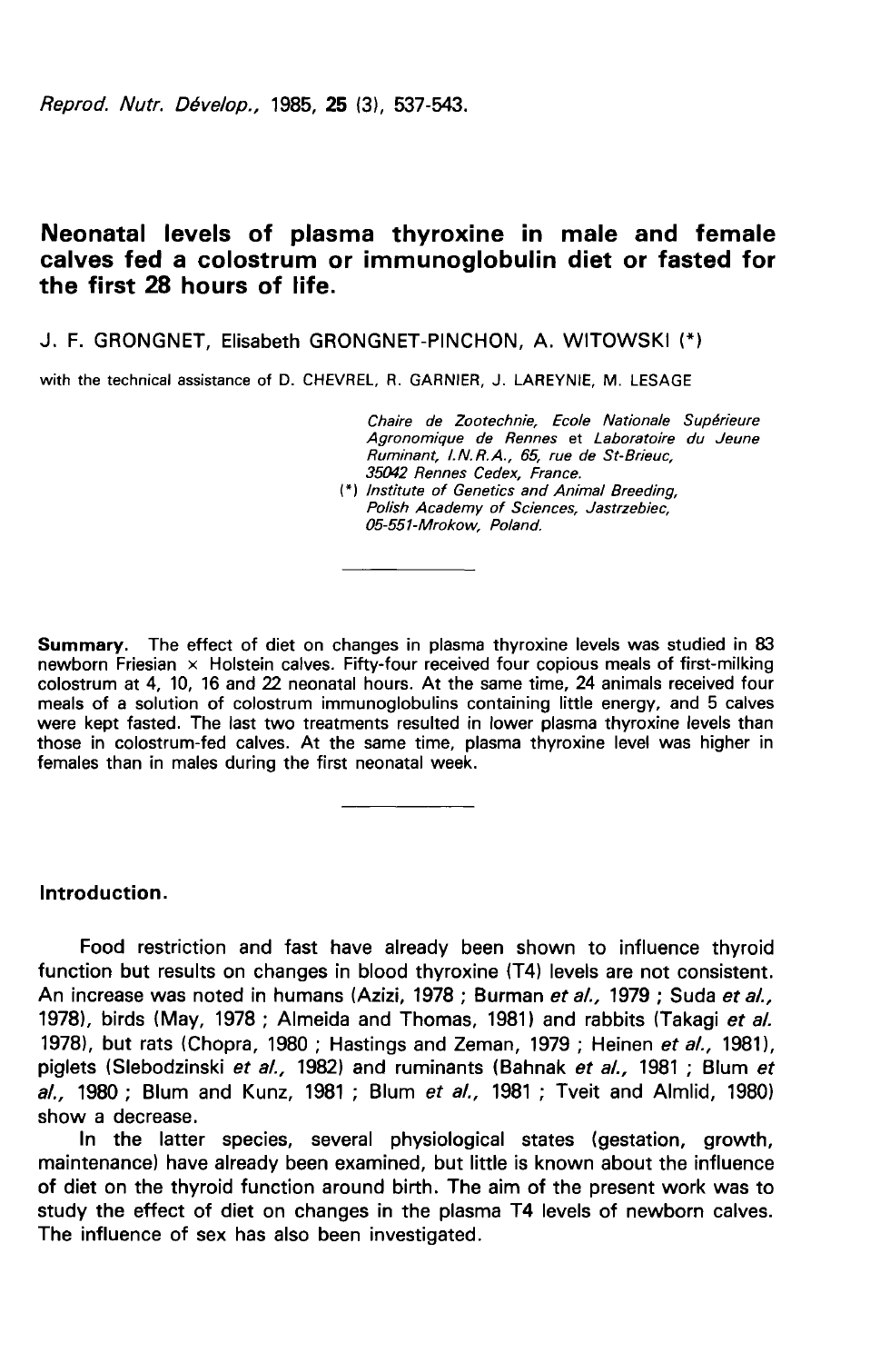# Neonatal levels of plasma thyroxine in male and female calves fed a colostrum or immunoglobulin diet or fasted for the first 28 hours of life.

J. F. GRONGNET, Elisabeth GRONGNET-PINCHON, A. WITOWSKI (*)

with the technical assistance of D. CHEVREL, R. GARNIER, J. LAREYNIE, M. LESAGE

*Chaire de Zootechnie, Ecole Nationale Supérieure Agronomique de Rennes* et *Laboratoire du Jeune Ruminant, I.N.R.A., 65, rue de St-Brieuc, 35042 Rennes Cedex, France.*

(*) *Institute of Genetics and Animal Breeding, Polish Academy of Sciences, Jastrzebiec, 05-551-Mrokow, Poland.*

**Summary.** The effect of diet on changes in plasma thyroxine levels was studied in 83 newborn Friesian × Holstein calves. Fifty-four received four copious meals of first-milking colostrum at 4, 10, 16 and 22 neonatal hours. At the same time, 24 animals received four meals of a solution of colostrum immunoglobulins containing little energy, and 5 calves were kept fasted. The last two treatments resulted in lower plasma thyroxine levels than those in colostrum-fed calves. At the same time, plasma thyroxine level was higher in females than in males during the first neonatal week.

## Introduction.

Food restriction and fast have already been shown to influence thyroid function but results on changes in blood thyroxine (T4) levels are not consistent. An increase was noted in humans (Azizi, 1978 ; Burman *et al.,* 1979 ; Suda *et al.,* 1978), birds (May, 1978 ; Almeida and Thomas, 1981) and rabbits (Takagi *et al.* 1978), but rats (Chopra, 1980 ; Hastings and Zeman, 1979 ; Heinen *et al.,* 1981), piglets (Slebodzinski *et al.,* 1982) and ruminants (Bahnak *et al.,* 1981 ; Blum *et al.,* 1980 ; Blum and Kunz, 1981 ; Blum *et al.,* 1981 ; Tveit and Almlid, 1980) show a decrease.

In the latter species, several physiological states (gestation, growth, maintenance) have already been examined, but little is known about the influence of diet on the thyroid function around birth. The aim of the present work was to study the effect of diet on changes in the plasma T4 levels of newborn calves. The influence of sex has also been investigated.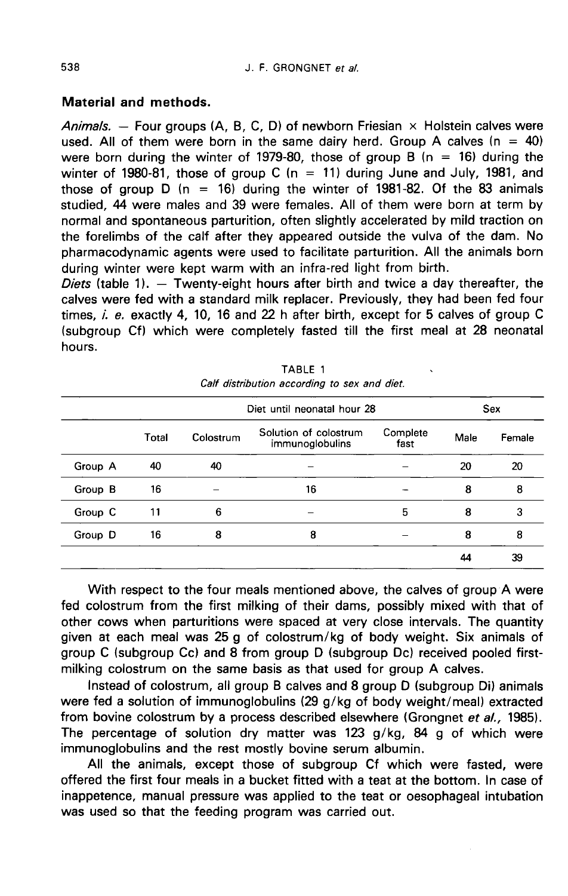## Material and methods.

*Animals.* — Four groups (A, B, C, D) of newborn Friesian × Holstein calves were used. All of them were born in the same dairy herd. Group A calves (n = 40) were born during the winter of 1979-80, those of group B (n = 16) during the winter of 1980-81, those of group C (n = 11) during June and July, 1981, and those of group D (n = 16) during the winter of 1981-82. Of the 83 animals studied, 44 were males and 39 were females. All of them were born at term by normal and spontaneous parturition, often slightly accelerated by mild traction on the forelimbs of the calf after they appeared outside the vulva of the dam. No pharmacodynamic agents were used to facilitate parturition. All the animals born during winter were kept warm with an infra-red light from birth.

*Diets* (table 1). — Twenty-eight hours after birth and twice a day thereafter, the calves were fed with a standard milk replacer. Previously, they had been fed four times, *i. e.* exactly 4, 10, 16 and 22 h after birth, except for 5 calves of group C (subgroup Cf) which were completely fasted till the first meal at 28 neonatal hours.

TABLE 1
*Calf distribution according to sex and diet.*

| | Diet until neonatal hour 28 | | | | Sex | |
|---|---|---|---|---|---|---|
| | Total | Colostrum | Solution of colostrum immunoglobulins | Complete fast | Male | Female |
| Group A | 40 | 40 | – | – | 20 | 20 |
| Group B | 16 | – | 16 | – | 8 | 8 |
| Group C | 11 | 6 | – | 5 | 8 | 3 |
| Group D | 16 | 8 | 8 | – | 8 | 8 |
| | | | | | 44 | 39 |

With respect to the four meals mentioned above, the calves of group A were fed colostrum from the first milking of their dams, possibly mixed with that of other cows when parturitions were spaced at very close intervals. The quantity given at each meal was 25 g of colostrum/kg of body weight. Six animals of group C (subgroup Cc) and 8 from group D (subgroup Dc) received pooled first-milking colostrum on the same basis as that used for group A calves.

Instead of colostrum, all group B calves and 8 group D (subgroup Di) animals were fed a solution of immunoglobulins (29 g/kg of body weight/meal) extracted from bovine colostrum by a process described elsewhere (Grongnet *et al.*, 1985). The percentage of solution dry matter was 123 g/kg, 84 g of which were immunoglobulins and the rest mostly bovine serum albumin.

All the animals, except those of subgroup Cf which were fasted, were offered the first four meals in a bucket fitted with a teat at the bottom. In case of inappetence, manual pressure was applied to the teat or oesophageal intubation was used so that the feeding program was carried out.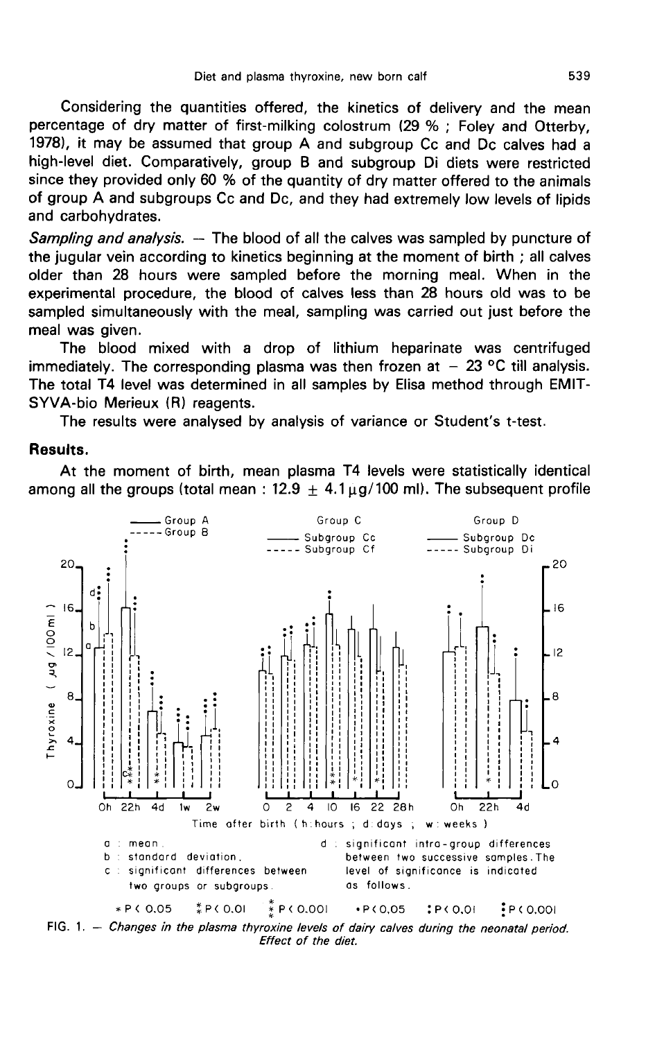Considering the quantities offered, the kinetics of delivery and the mean percentage of dry matter of first-milking colostrum (29 % ; Foley and Otterby, 1978), it may be assumed that group A and subgroup Cc and Dc calves had a high-level diet. Comparatively, group B and subgroup Di diets were restricted since they provided only 60 % of the quantity of dry matter offered to the animals of group A and subgroups Cc and Dc, and they had extremely low levels of lipids and carbohydrates.

*Sampling and analysis.* — The blood of all the calves was sampled by puncture of the jugular vein according to kinetics beginning at the moment of birth ; all calves older than 28 hours were sampled before the morning meal. When in the experimental procedure, the blood of calves less than 28 hours old was to be sampled simultaneously with the meal, sampling was carried out just before the meal was given.

The blood mixed with a drop of lithium heparinate was centrifuged immediately. The corresponding plasma was then frozen at − 23 °C till analysis. The total T4 level was determined in all samples by Elisa method through EMIT-SYVA-bio Merieux (R) reagents.

The results were analysed by analysis of variance or Student's t-test.

## Results.

At the moment of birth, mean plasma T4 levels were statistically identical among all the groups (total mean : 12.9 ± 4.1 µg/100 ml). The subsequent profile

a : mean.
b : standard deviation.
c : significant differences between two groups or subgroups.
d : significant intra-group differences between two successive samples. The level of significance is indicated as follows.

∗ P < 0.05 ⁑ P < 0.01 ⁂ P < 0.001 • P < 0.05 : P < 0.01 ⋮ P < 0.001

FIG. 1. — *Changes in the plasma thyroxine levels of dairy calves during the neonatal period. Effect of the diet.*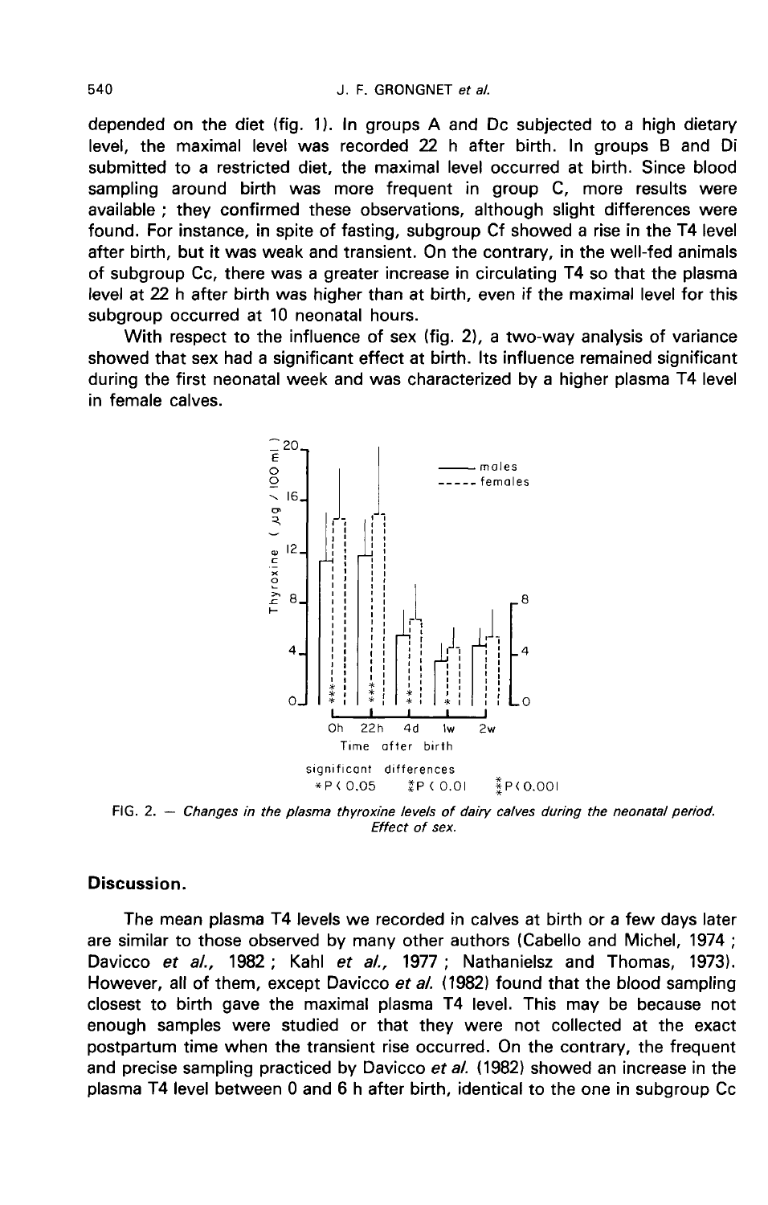depended on the diet (fig. 1). In groups A and Dc subjected to a high dietary level, the maximal level was recorded 22 h after birth. In groups B and Di submitted to a restricted diet, the maximal level occurred at birth. Since blood sampling around birth was more frequent in group C, more results were available ; they confirmed these observations, although slight differences were found. For instance, in spite of fasting, subgroup Cf showed a rise in the T4 level after birth, but it was weak and transient. On the contrary, in the well-fed animals of subgroup Cc, there was a greater increase in circulating T4 so that the plasma level at 22 h after birth was higher than at birth, even if the maximal level for this subgroup occurred at 10 neonatal hours.

With respect to the influence of sex (fig. 2), a two-way analysis of variance showed that sex had a significant effect at birth. Its influence remained significant during the first neonatal week and was characterized by a higher plasma T4 level in female calves.

FIG. 2. — *Changes in the plasma thyroxine levels of dairy calves during the neonatal period. Effect of sex.*

## Discussion.

The mean plasma T4 levels we recorded in calves at birth or a few days later are similar to those observed by many other authors (Cabello and Michel, 1974 ; Davicco *et al.*, 1982 ; Kahl *et al.*, 1977 ; Nathanielsz and Thomas, 1973). However, all of them, except Davicco *et al.* (1982) found that the blood sampling closest to birth gave the maximal plasma T4 level. This may be because not enough samples were studied or that they were not collected at the exact postpartum time when the transient rise occurred. On the contrary, the frequent and precise sampling practiced by Davicco *et al.* (1982) showed an increase in the plasma T4 level between 0 and 6 h after birth, identical to the one in subgroup Cc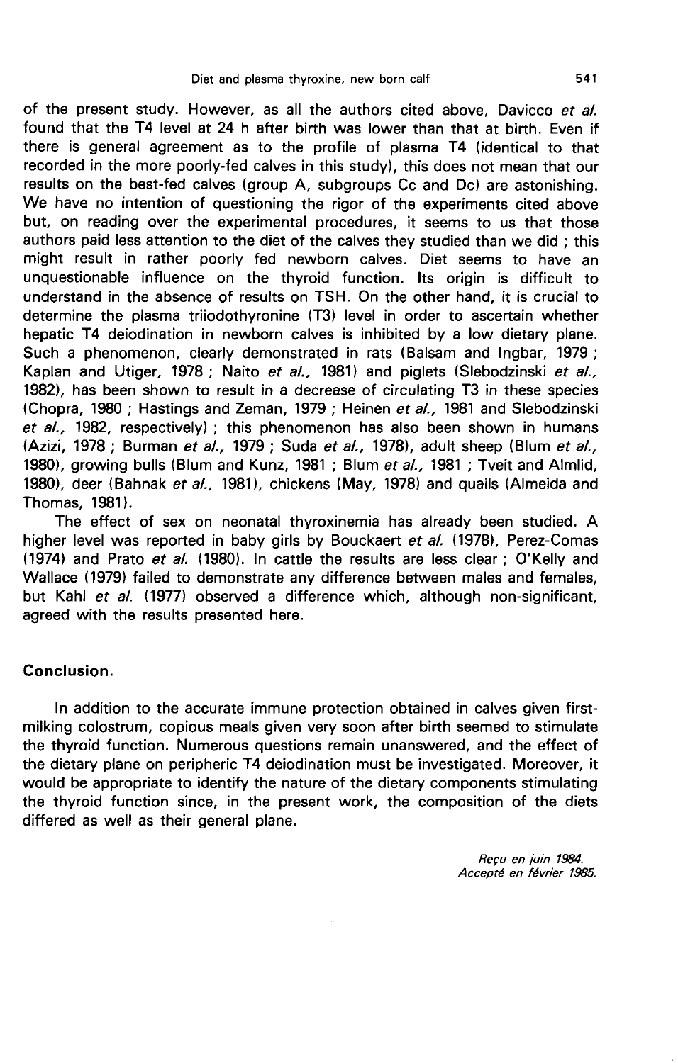of the present study. However, as all the authors cited above, Davicco *et al.* found that the T4 level at 24 h after birth was lower than that at birth. Even if there is general agreement as to the profile of plasma T4 (identical to that recorded in the more poorly-fed calves in this study), this does not mean that our results on the best-fed calves (group A, subgroups Cc and Dc) are astonishing. We have no intention of questioning the rigor of the experiments cited above but, on reading over the experimental procedures, it seems to us that those authors paid less attention to the diet of the calves they studied than we did ; this might result in rather poorly fed newborn calves. Diet seems to have an unquestionable influence on the thyroid function. Its origin is difficult to understand in the absence of results on TSH. On the other hand, it is crucial to determine the plasma triiodothyronine (T3) level in order to ascertain whether hepatic T4 deiodination in newborn calves is inhibited by a low dietary plane. Such a phenomenon, clearly demonstrated in rats (Balsam and Ingbar, 1979 ; Kaplan and Utiger, 1978 ; Naito *et al.,* 1981) and piglets (Slebodzinski *et al.,* 1982), has been shown to result in a decrease of circulating T3 in these species (Chopra, 1980 ; Hastings and Zeman, 1979 ; Heinen *et al.,* 1981 and Slebodzinski *et al.,* 1982, respectively) ; this phenomenon has also been shown in humans (Azizi, 1978 ; Burman *et al.,* 1979 ; Suda *et al.,* 1978), adult sheep (Blum *et al.,* 1980), growing bulls (Blum and Kunz, 1981 ; Blum *et al.,* 1981 ; Tveit and Almlid, 1980), deer (Bahnak *et al.,* 1981), chickens (May, 1978) and quails (Almeida and Thomas, 1981).

The effect of sex on neonatal thyroxinemia has already been studied. A higher level was reported in baby girls by Bouckaert *et al.* (1978), Perez-Comas (1974) and Prato *et al.* (1980). In cattle the results are less clear ; O'Kelly and Wallace (1979) failed to demonstrate any difference between males and females, but Kahl *et al.* (1977) observed a difference which, although non-significant, agreed with the results presented here.

## Conclusion.

In addition to the accurate immune protection obtained in calves given first-milking colostrum, copious meals given very soon after birth seemed to stimulate the thyroid function. Numerous questions remain unanswered, and the effect of the dietary plane on peripheric T4 deiodination must be investigated. Moreover, it would be appropriate to identify the nature of the dietary components stimulating the thyroid function since, in the present work, the composition of the diets differed as well as their general plane.

*Reçu en juin 1984.*
*Accepté en février 1985.*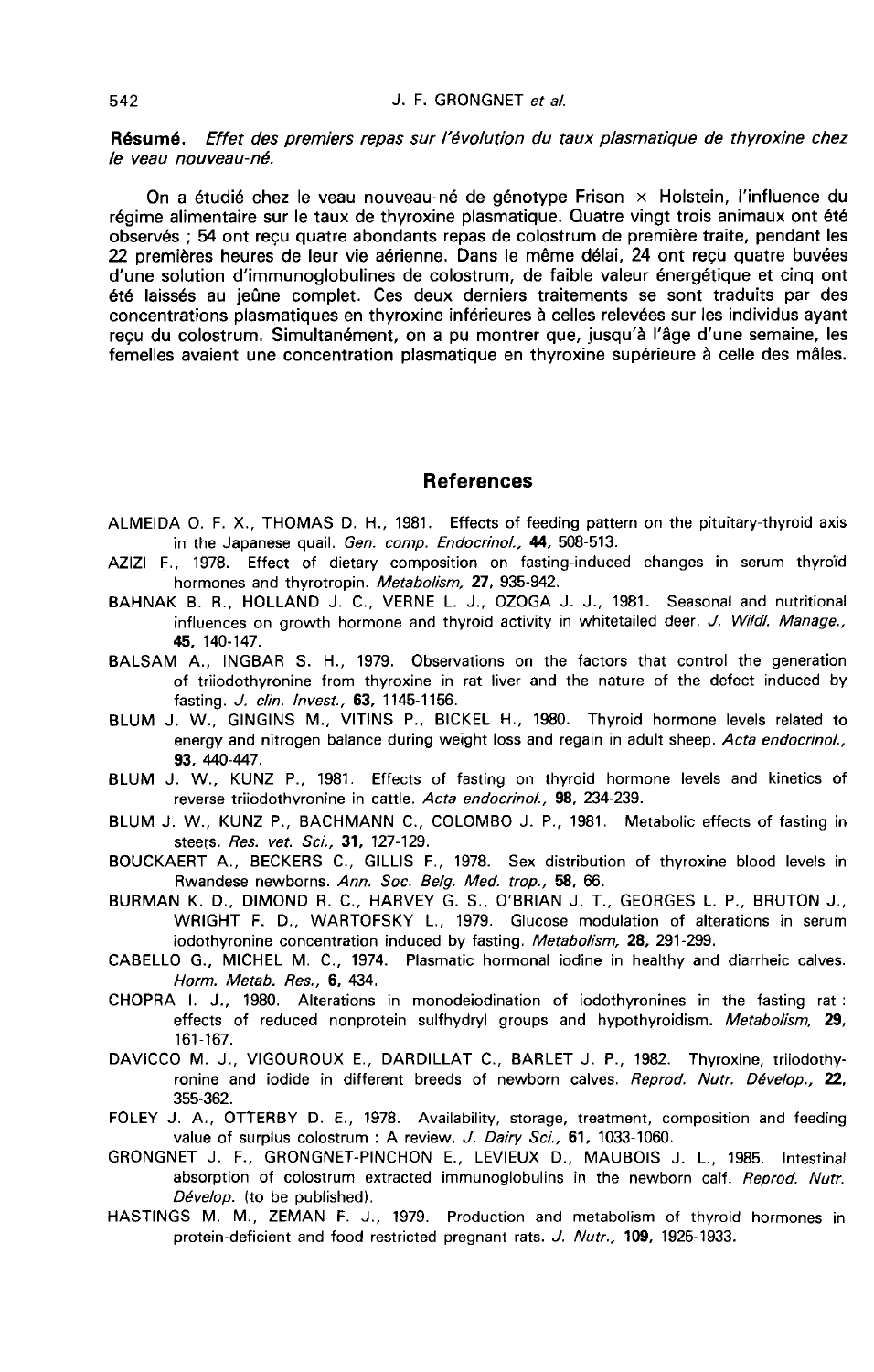**Résumé.** *Effet des premiers repas sur l'évolution du taux plasmatique de thyroxine chez le veau nouveau-né.*

On a étudié chez le veau nouveau-né de génotype Frison × Holstein, l'influence du régime alimentaire sur le taux de thyroxine plasmatique. Quatre vingt trois animaux ont été observés ; 54 ont reçu quatre abondants repas de colostrum de première traite, pendant les 22 premières heures de leur vie aérienne. Dans le même délai, 24 ont reçu quatre buvées d'une solution d'immunoglobulines de colostrum, de faible valeur énergétique et cinq ont été laissés au jeûne complet. Ces deux derniers traitements se sont traduits par des concentrations plasmatiques en thyroxine inférieures à celles relevées sur les individus ayant reçu du colostrum. Simultanément, on a pu montrer que, jusqu'à l'âge d'une semaine, les femelles avaient une concentration plasmatique en thyroxine supérieure à celle des mâles.

## References

ALMEIDA O. F. X., THOMAS D. H., 1981. Effects of feeding pattern on the pituitary-thyroid axis in the Japanese quail. *Gen. comp. Endocrinol.*, **44**, 508-513.

AZIZI F., 1978. Effect of dietary composition on fasting-induced changes in serum thyroïd hormones and thyrotropin. *Metabolism*, **27**, 935-942.

BAHNAK B. R., HOLLAND J. C., VERNE L. J., OZOGA J. J., 1981. Seasonal and nutritional influences on growth hormone and thyroid activity in whitetailed deer. *J. Wildl. Manage.*, **45**, 140-147.

BALSAM A., INGBAR S. H., 1979. Observations on the factors that control the generation of triiodothyronine from thyroxine in rat liver and the nature of the defect induced by fasting. *J. clin. Invest.*, **63**, 1145-1156.

BLUM J. W., GINGINS M., VITINS P., BICKEL H., 1980. Thyroid hormone levels related to energy and nitrogen balance during weight loss and regain in adult sheep. *Acta endocrinol.*, **93**, 440-447.

BLUM J. W., KUNZ P., 1981. Effects of fasting on thyroid hormone levels and kinetics of reverse triiodothyronine in cattle. *Acta endocrinol.*, **98**, 234-239.

BLUM J. W., KUNZ P., BACHMANN C., COLOMBO J. P., 1981. Metabolic effects of fasting in steers. *Res. vet. Sci.*, **31**, 127-129.

BOUCKAERT A., BECKERS C., GILLIS F., 1978. Sex distribution of thyroxine blood levels in Rwandese newborns. *Ann. Soc. Belg. Med. trop.*, **58**, 66.

BURMAN K. D., DIMOND R. C., HARVEY G. S., O'BRIAN J. T., GEORGES L. P., BRUTON J., WRIGHT F. D., WARTOFSKY L., 1979. Glucose modulation of alterations in serum iodothyronine concentration induced by fasting. *Metabolism*, **28**, 291-299.

CABELLO G., MICHEL M. C., 1974. Plasmatic hormonal iodine in healthy and diarrheic calves. *Horm. Metab. Res.*, **6**, 434.

CHOPRA I. J., 1980. Alterations in monodeiodination of iodothyronines in the fasting rat : effects of reduced nonprotein sulfhydryl groups and hypothyroidism. *Metabolism*, **29**, 161-167.

DAVICCO M. J., VIGOUROUX E., DARDILLAT C., BARLET J. P., 1982. Thyroxine, triiodothyronine and iodide in different breeds of newborn calves. *Reprod. Nutr. Dévelop.*, **22**, 355-362.

FOLEY J. A., OTTERBY D. E., 1978. Availability, storage, treatment, composition and feeding value of surplus colostrum : A review. *J. Dairy Sci.*, **61**, 1033-1060.

GRONGNET J. F., GRONGNET-PINCHON E., LEVIEUX D., MAUBOIS J. L., 1985. Intestinal absorption of colostrum extracted immunoglobulins in the newborn calf. *Reprod. Nutr. Dévelop.* (to be published).

HASTINGS M. M., ZEMAN F. J., 1979. Production and metabolism of thyroid hormones in protein-deficient and food restricted pregnant rats. *J. Nutr.*, **109**, 1925-1933.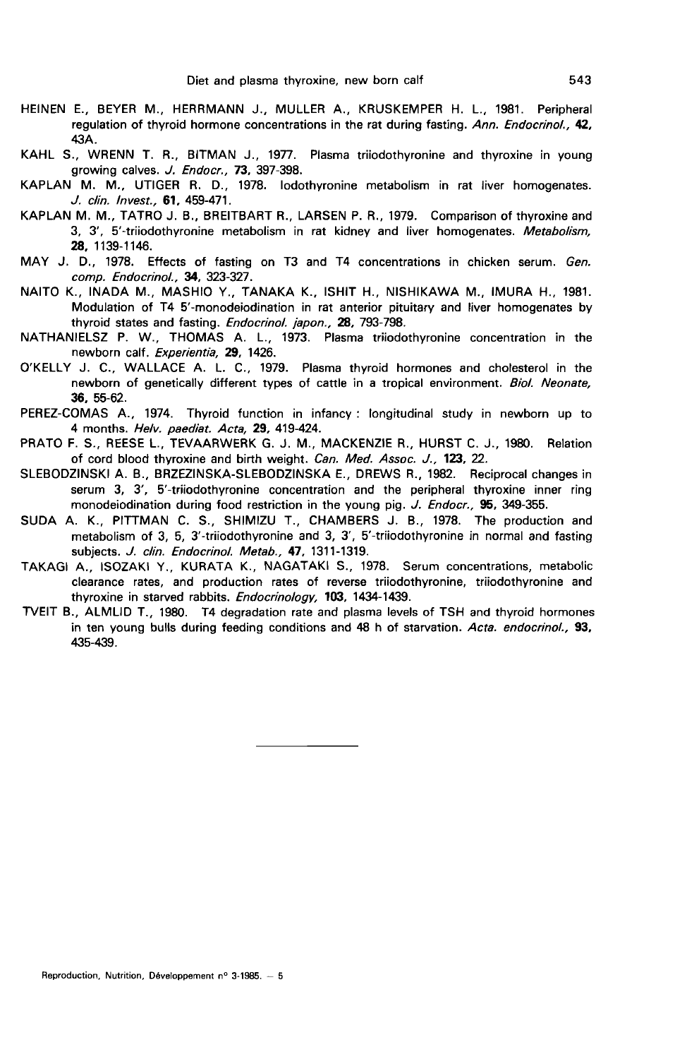HEINEN E., BEYER M., HERRMANN J., MULLER A., KRUSKEMPER H. L., 1981. Peripheral regulation of thyroid hormone concentrations in the rat during fasting. *Ann. Endocrinol.*, **42**, 43A.

KAHL S., WRENN T. R., BITMAN J., 1977. Plasma triiodothyronine and thyroxine in young growing calves. *J. Endocr.*, **73**, 397-398.

KAPLAN M. M., UTIGER R. D., 1978. Iodothyronine metabolism in rat liver homogenates. *J. clin. Invest.*, **61**, 459-471.

KAPLAN M. M., TATRO J. B., BREITBART R., LARSEN P. R., 1979. Comparison of thyroxine and 3, 3', 5'-triiodothyronine metabolism in rat kidney and liver homogenates. *Metabolism*, **28**, 1139-1146.

MAY J. D., 1978. Effects of fasting on T3 and T4 concentrations in chicken serum. *Gen. comp. Endocrinol.*, **34**, 323-327.

NAITO K., INADA M., MASHIO Y., TANAKA K., ISHIT H., NISHIKAWA M., IMURA H., 1981. Modulation of T4 5'-monodeiodination in rat anterior pituitary and liver homogenates by thyroid states and fasting. *Endocrinol. japon.*, **28**, 793-798.

NATHANIELSZ P. W., THOMAS A. L., 1973. Plasma triiodothyronine concentration in the newborn calf. *Experientia*, **29**, 1426.

O'KELLY J. C., WALLACE A. L. C., 1979. Plasma thyroid hormones and cholesterol in the newborn of genetically different types of cattle in a tropical environment. *Biol. Neonate*, **36**, 55-62.

PEREZ-COMAS A., 1974. Thyroid function in infancy : longitudinal study in newborn up to 4 months. *Helv. paediat. Acta*, **29**, 419-424.

PRATO F. S., REESE L., TEVAARWERK G. J. M., MACKENZIE R., HURST C. J., 1980. Relation of cord blood thyroxine and birth weight. *Can. Med. Assoc. J.*, **123**, 22.

SLEBODZINSKI A. B., BRZEZINSKA-SLEBODZINSKA E., DREWS R., 1982. Reciprocal changes in serum 3, 3', 5'-triiodothyronine concentration and the peripheral thyroxine inner ring monodeiodination during food restriction in the young pig. *J. Endocr.*, **95**, 349-355.

SUDA A. K., PITTMAN C. S., SHIMIZU T., CHAMBERS J. B., 1978. The production and metabolism of 3, 5, 3'-triiodothyronine and 3, 3', 5'-triiodothyronine in normal and fasting subjects. *J. clin. Endocrinol. Metab.*, **47**, 1311-1319.

TAKAGI A., ISOZAKI Y., KURATA K., NAGATAKI S., 1978. Serum concentrations, metabolic clearance rates, and production rates of reverse triiodothyronine, triiodothyronine and thyroxine in starved rabbits. *Endocrinology*, **103**, 1434-1439.

TVEIT B., ALMLID T., 1980. T4 degradation rate and plasma levels of TSH and thyroid hormones in ten young bulls during feeding conditions and 48 h of starvation. *Acta. endocrinol.*, **93**, 435-439.